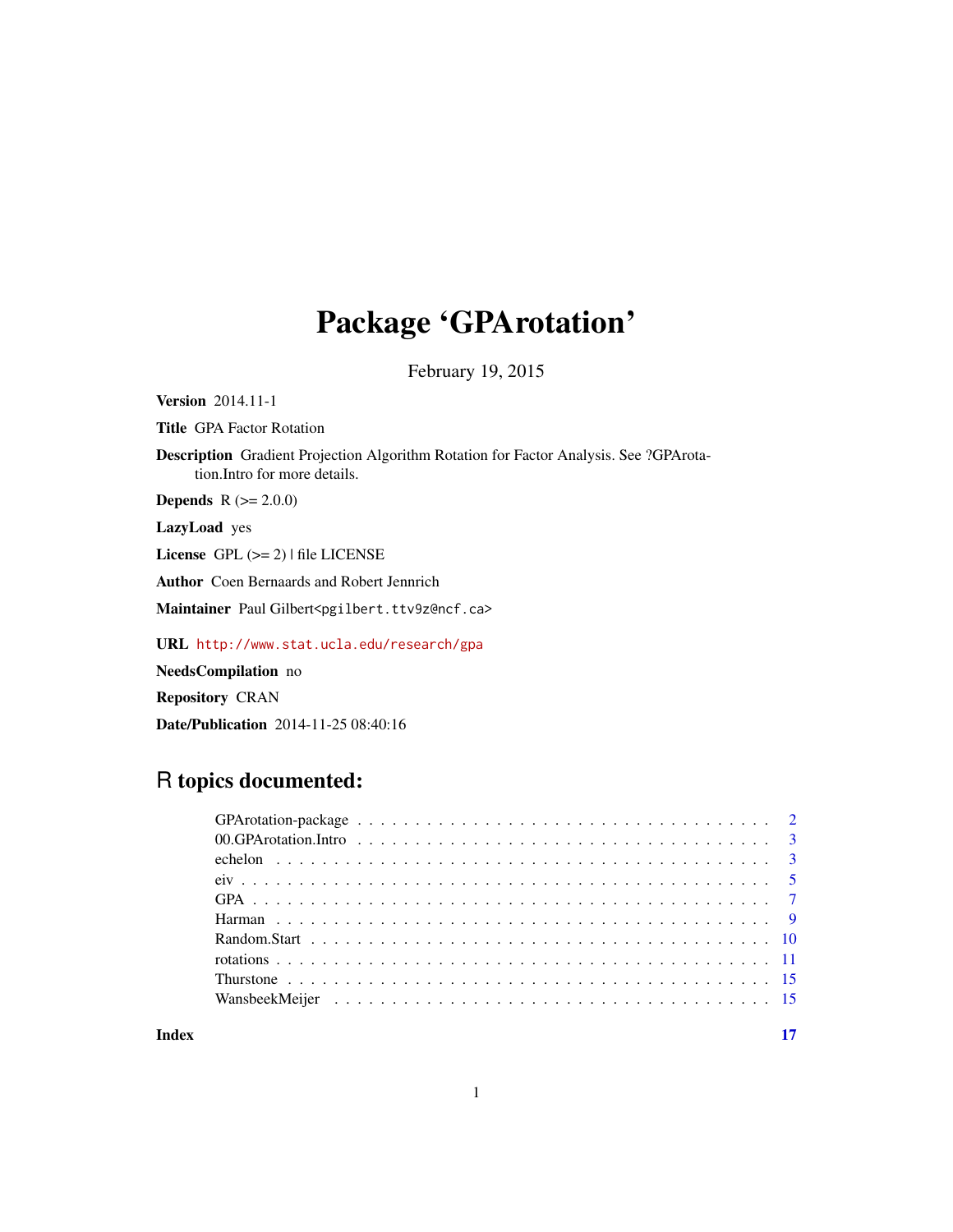# Package 'GPArotation'

February 19, 2015

**Version** 2014.11-1

**Title** GPA Factor Rotation

**Description** Gradient Projection Algorithm Rotation for Factor Analysis. See ?GPArotation.Intro for more details.

**Depends** R (>= 2.0.0)

**LazyLoad** yes

**License** GPL (>= 2) | file LICENSE

**Author** Coen Bernaards and Robert Jennrich

**Maintainer** Paul Gilbert<pgilbert.ttv9z@ncf.ca>

**URL** http://www.stat.ucla.edu/research/gpa

**NeedsCompilation** no

**Repository** CRAN

**Date/Publication** 2014-11-25 08:40:16

## R topics documented:

| | |
|---|---|
| GPArotation-package | 2 |
| 00.GPArotation.Intro | 3 |
| echelon | 3 |
| eiv | 5 |
| GPA | 7 |
| Harman | 9 |
| Random.Start | 10 |
| rotations | 11 |
| Thurstone | 15 |
| WansbeekMeijer | 15 |
| **Index** | 17 |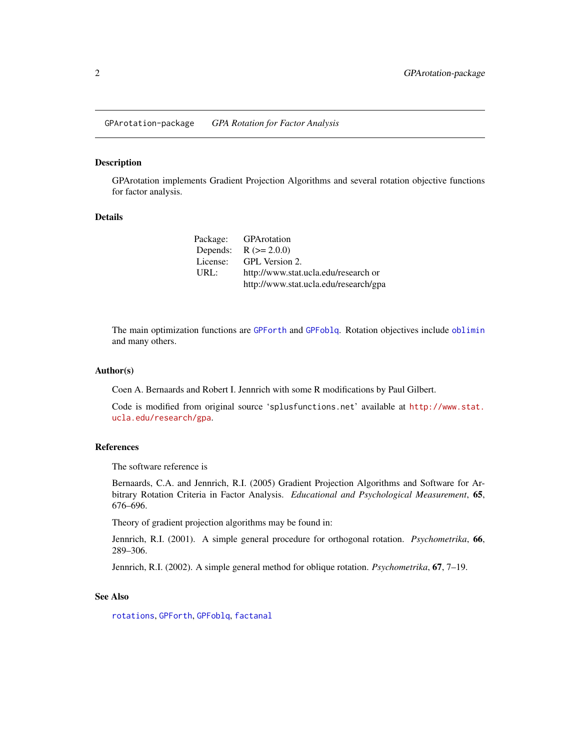GPArotation-package    *GPA Rotation for Factor Analysis*

## Description

GPArotation implements Gradient Projection Algorithms and several rotation objective functions for factor analysis.

## Details

| | |
|---|---|
| Package: | GPArotation |
| Depends: | R (>= 2.0.0) |
| License: | GPL Version 2. |
| URL: | http://www.stat.ucla.edu/research or |
| | http://www.stat.ucla.edu/research/gpa |

The main optimization functions are `GPForth` and `GPFoblq`. Rotation objectives include `oblimin` and many others.

## Author(s)

Coen A. Bernaards and Robert I. Jennrich with some R modifications by Paul Gilbert.

Code is modified from original source 'splusfunctions.net' available at http://www.stat.ucla.edu/research/gpa.

## References

The software reference is

Bernaards, C.A. and Jennrich, R.I. (2005) Gradient Projection Algorithms and Software for Arbitrary Rotation Criteria in Factor Analysis. *Educational and Psychological Measurement*, **65**, 676–696.

Theory of gradient projection algorithms may be found in:

Jennrich, R.I. (2001). A simple general procedure for orthogonal rotation. *Psychometrika*, **66**, 289–306.

Jennrich, R.I. (2002). A simple general method for oblique rotation. *Psychometrika*, **67**, 7–19.

## See Also

`rotations`, `GPForth`, `GPFoblq`, `factanal`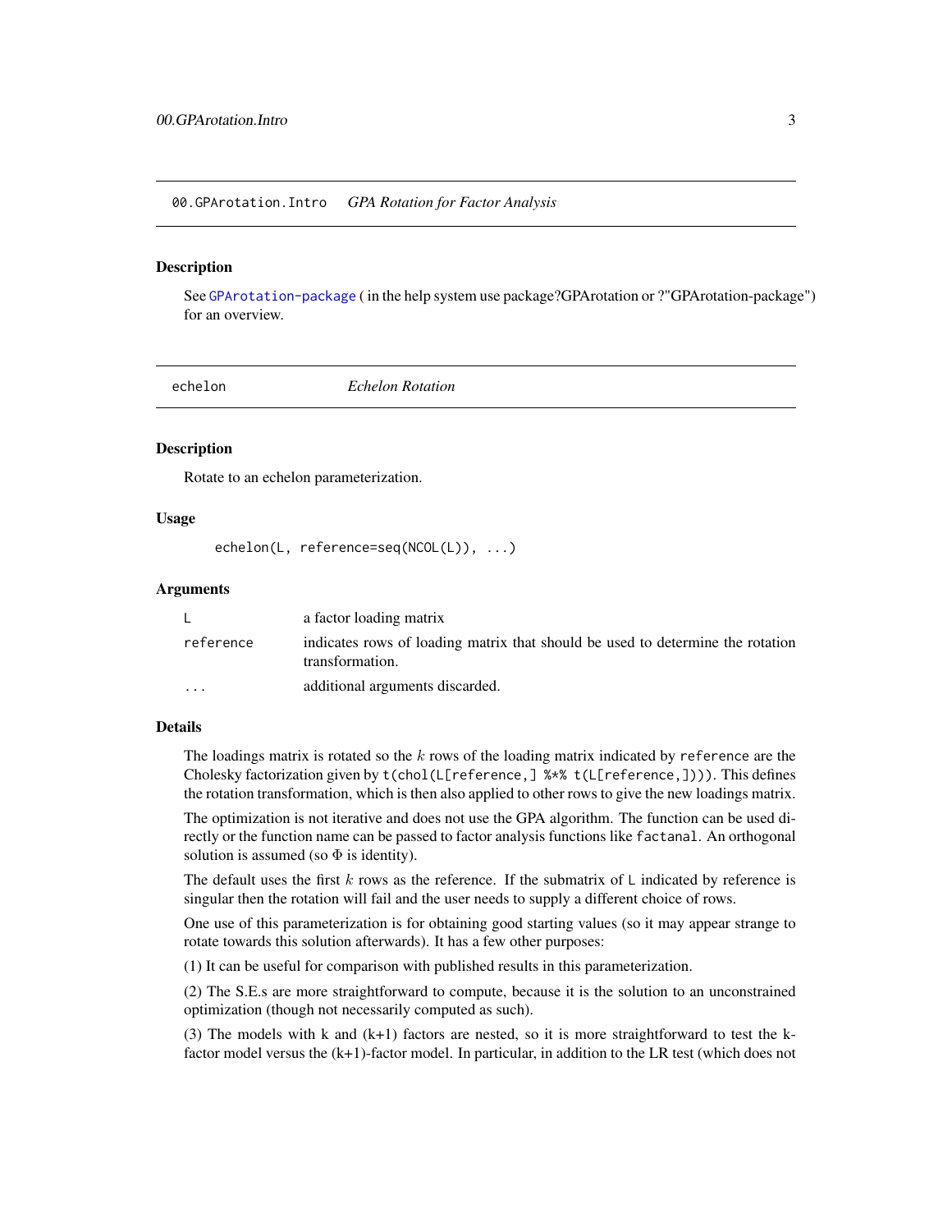## 00.GPArotation.Intro — *GPA Rotation for Factor Analysis*

### Description

See `GPArotation-package` ( in the help system use package?GPArotation or ?"GPArotation-package") for an overview.

## echelon — *Echelon Rotation*

### Description

Rotate to an echelon parameterization.

### Usage

```
echelon(L, reference=seq(NCOL(L)), ...)
```

### Arguments

| | |
|---|---|
| `L` | a factor loading matrix |
| `reference` | indicates rows of loading matrix that should be used to determine the rotation transformation. |
| `...` | additional arguments discarded. |

### Details

The loadings matrix is rotated so the $k$ rows of the loading matrix indicated by `reference` are the Cholesky factorization given by `t(chol(L[reference,] %*% t(L[reference,])))`. This defines the rotation transformation, which is then also applied to other rows to give the new loadings matrix.

The optimization is not iterative and does not use the GPA algorithm. The function can be used directly or the function name can be passed to factor analysis functions like `factanal`. An orthogonal solution is assumed (so $\Phi$ is identity).

The default uses the first $k$ rows as the reference. If the submatrix of `L` indicated by reference is singular then the rotation will fail and the user needs to supply a different choice of rows.

One use of this parameterization is for obtaining good starting values (so it may appear strange to rotate towards this solution afterwards). It has a few other purposes:

(1) It can be useful for comparison with published results in this parameterization.

(2) The S.E.s are more straightforward to compute, because it is the solution to an unconstrained optimization (though not necessarily computed as such).

(3) The models with k and (k+1) factors are nested, so it is more straightforward to test the k-factor model versus the (k+1)-factor model. In particular, in addition to the LR test (which does not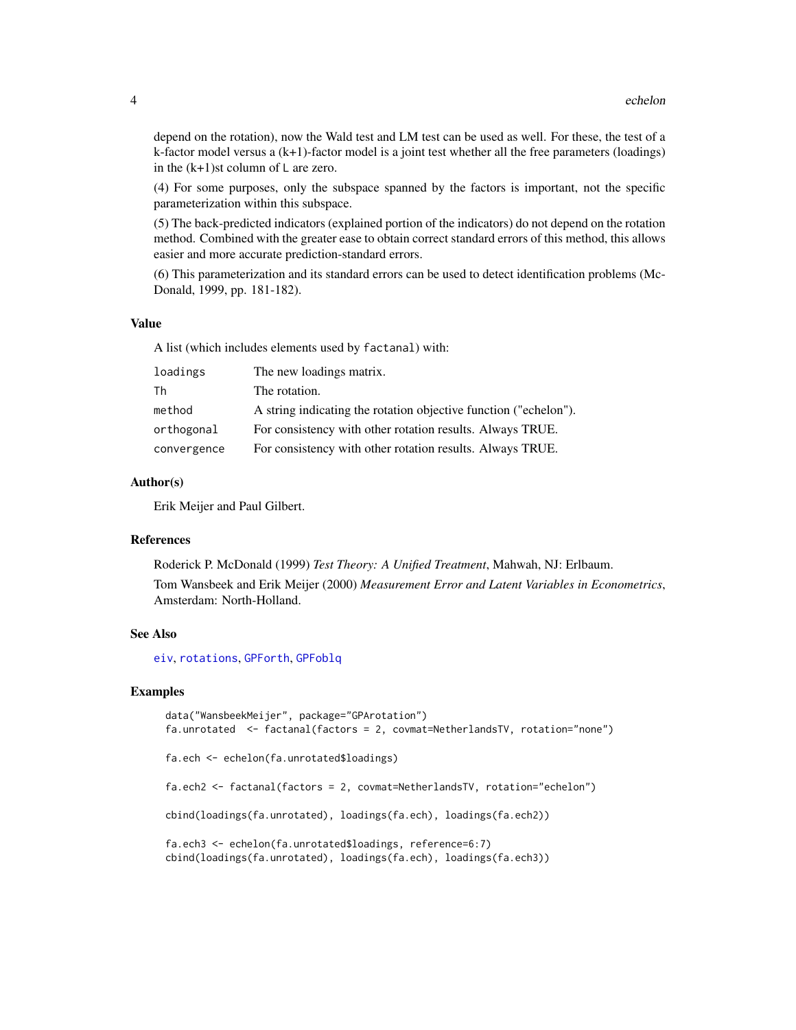depend on the rotation), now the Wald test and LM test can be used as well. For these, the test of a k-factor model versus a (k+1)-factor model is a joint test whether all the free parameters (loadings) in the (k+1)st column of `L` are zero.

(4) For some purposes, only the subspace spanned by the factors is important, not the specific parameterization within this subspace.

(5) The back-predicted indicators (explained portion of the indicators) do not depend on the rotation method. Combined with the greater ease to obtain correct standard errors of this method, this allows easier and more accurate prediction-standard errors.

(6) This parameterization and its standard errors can be used to detect identification problems (McDonald, 1999, pp. 181-182).

## Value

A list (which includes elements used by `factanal`) with:

| | |
|---|---|
| `loadings` | The new loadings matrix. |
| `Th` | The rotation. |
| `method` | A string indicating the rotation objective function ("echelon"). |
| `orthogonal` | For consistency with other rotation results. Always TRUE. |
| `convergence` | For consistency with other rotation results. Always TRUE. |

## Author(s)

Erik Meijer and Paul Gilbert.

## References

Roderick P. McDonald (1999) *Test Theory: A Unified Treatment*, Mahwah, NJ: Erlbaum.

Tom Wansbeek and Erik Meijer (2000) *Measurement Error and Latent Variables in Econometrics*, Amsterdam: North-Holland.

## See Also

`eiv`, `rotations`, `GPForth`, `GPFoblq`

## Examples

```
data("WansbeekMeijer", package="GPArotation")
fa.unrotated  <- factanal(factors = 2, covmat=NetherlandsTV, rotation="none")

fa.ech <- echelon(fa.unrotated$loadings)

fa.ech2 <- factanal(factors = 2, covmat=NetherlandsTV, rotation="echelon")

cbind(loadings(fa.unrotated), loadings(fa.ech), loadings(fa.ech2))

fa.ech3 <- echelon(fa.unrotated$loadings, reference=6:7)
cbind(loadings(fa.unrotated), loadings(fa.ech), loadings(fa.ech3))
```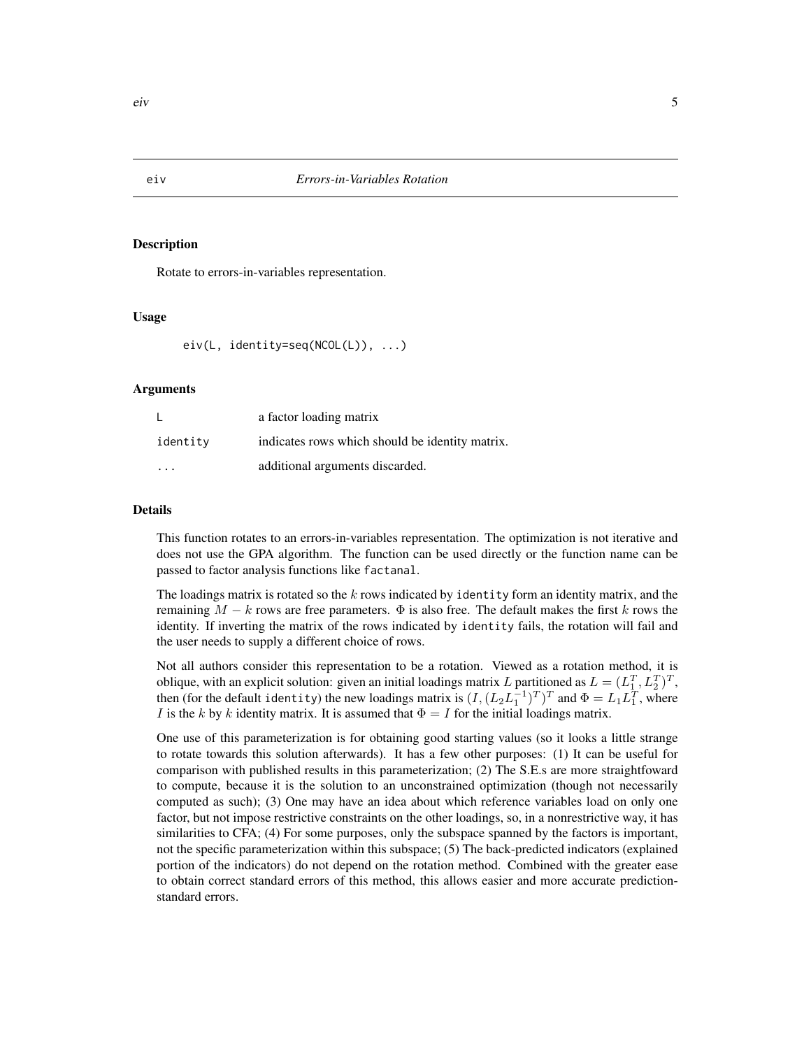## eiv — *Errors-in-Variables Rotation*

### Description

Rotate to errors-in-variables representation.

### Usage

```
eiv(L, identity=seq(NCOL(L)), ...)
```

### Arguments

| | |
|---|---|
| L | a factor loading matrix |
| identity | indicates rows which should be identity matrix. |
| ... | additional arguments discarded. |

### Details

This function rotates to an errors-in-variables representation. The optimization is not iterative and does not use the GPA algorithm. The function can be used directly or the function name can be passed to factor analysis functions like `factanal`.

The loadings matrix is rotated so the $k$ rows indicated by `identity` form an identity matrix, and the remaining $M - k$ rows are free parameters. $\Phi$ is also free. The default makes the first $k$ rows the identity. If inverting the matrix of the rows indicated by `identity` fails, the rotation will fail and the user needs to supply a different choice of rows.

Not all authors consider this representation to be a rotation. Viewed as a rotation method, it is oblique, with an explicit solution: given an initial loadings matrix $L$ partitioned as $L = (L_1^T, L_2^T)^T$, then (for the default `identity`) the new loadings matrix is $(I, (L_2 L_1^{-1})^T)^T$ and $\Phi = L_1 L_1^T$, where $I$ is the $k$ by $k$ identity matrix. It is assumed that $\Phi = I$ for the initial loadings matrix.

One use of this parameterization is for obtaining good starting values (so it looks a little strange to rotate towards this solution afterwards). It has a few other purposes: (1) It can be useful for comparison with published results in this parameterization; (2) The S.E.s are more straightfoward to compute, because it is the solution to an unconstrained optimization (though not necessarily computed as such); (3) One may have an idea about which reference variables load on only one factor, but not impose restrictive constraints on the other loadings, so, in a nonrestrictive way, it has similarities to CFA; (4) For some purposes, only the subspace spanned by the factors is important, not the specific parameterization within this subspace; (5) The back-predicted indicators (explained portion of the indicators) do not depend on the rotation method. Combined with the greater ease to obtain correct standard errors of this method, this allows easier and more accurate prediction-standard errors.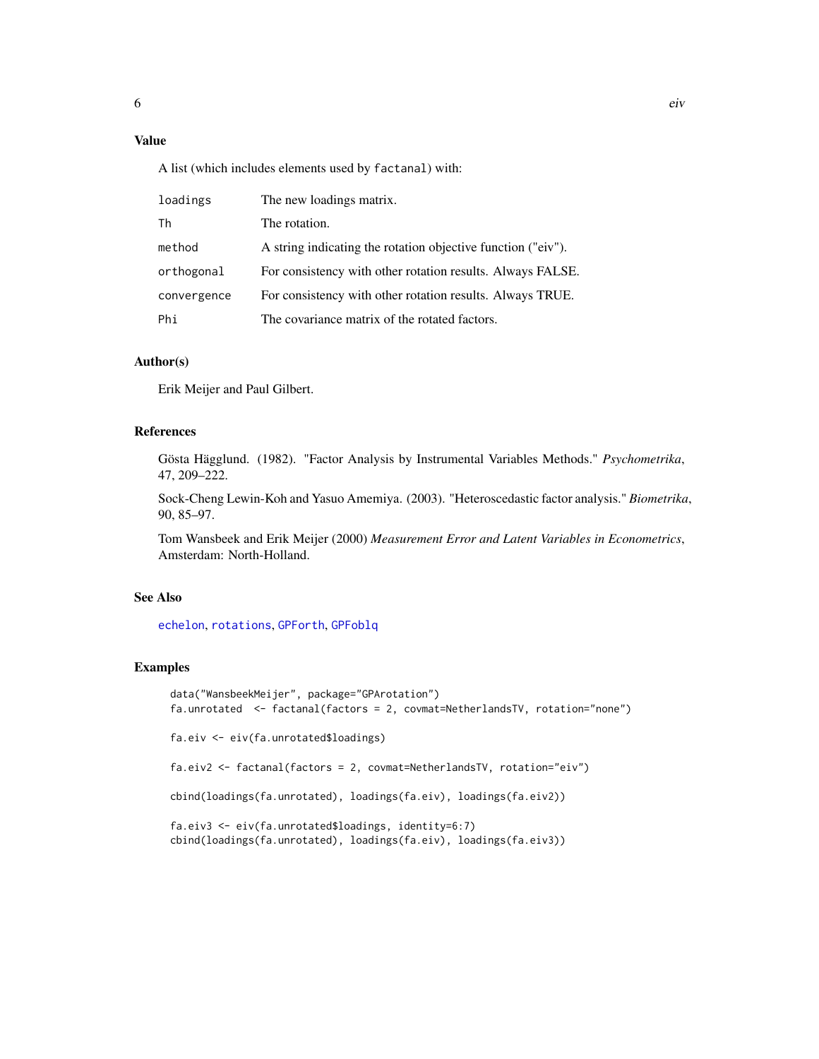## Value

A list (which includes elements used by `factanal`) with:

| | |
|---|---|
| `loadings` | The new loadings matrix. |
| `Th` | The rotation. |
| `method` | A string indicating the rotation objective function ("eiv"). |
| `orthogonal` | For consistency with other rotation results. Always FALSE. |
| `convergence` | For consistency with other rotation results. Always TRUE. |
| `Phi` | The covariance matrix of the rotated factors. |

## Author(s)

Erik Meijer and Paul Gilbert.

## References

Gösta Hägglund. (1982). "Factor Analysis by Instrumental Variables Methods." *Psychometrika*, 47, 209–222.

Sock-Cheng Lewin-Koh and Yasuo Amemiya. (2003). "Heteroscedastic factor analysis." *Biometrika*, 90, 85–97.

Tom Wansbeek and Erik Meijer (2000) *Measurement Error and Latent Variables in Econometrics*, Amsterdam: North-Holland.

## See Also

`echelon`, `rotations`, `GPForth`, `GPFoblq`

## Examples

```
data("WansbeekMeijer", package="GPArotation")
fa.unrotated  <- factanal(factors = 2, covmat=NetherlandsTV, rotation="none")

fa.eiv <- eiv(fa.unrotated$loadings)

fa.eiv2 <- factanal(factors = 2, covmat=NetherlandsTV, rotation="eiv")

cbind(loadings(fa.unrotated), loadings(fa.eiv), loadings(fa.eiv2))

fa.eiv3 <- eiv(fa.unrotated$loadings, identity=6:7)
cbind(loadings(fa.unrotated), loadings(fa.eiv), loadings(fa.eiv3))
```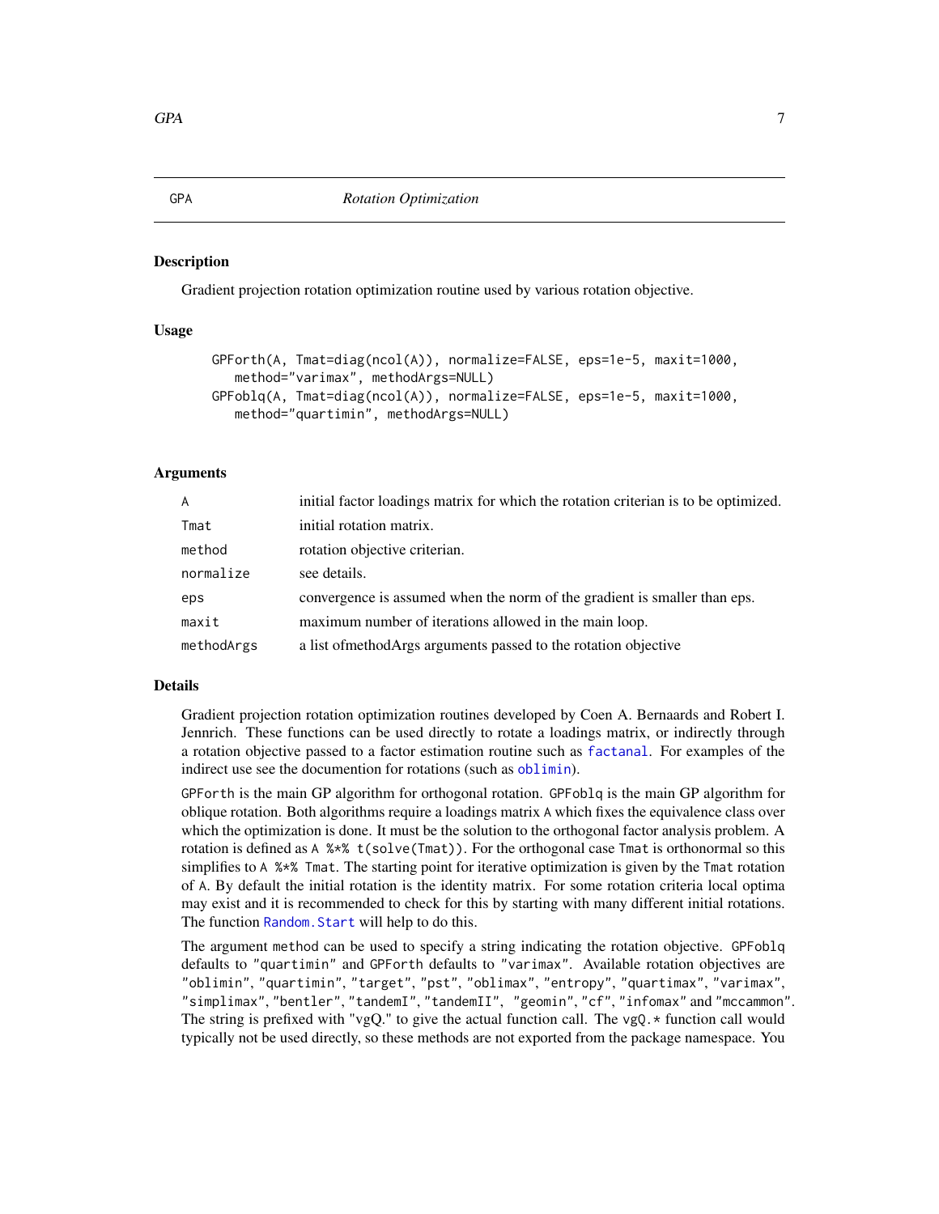GPA *Rotation Optimization*

## Description

Gradient projection rotation optimization routine used by various rotation objective.

## Usage

```
GPForth(A, Tmat=diag(ncol(A)), normalize=FALSE, eps=1e-5, maxit=1000,
   method="varimax", methodArgs=NULL)
GPFoblq(A, Tmat=diag(ncol(A)), normalize=FALSE, eps=1e-5, maxit=1000,
   method="quartimin", methodArgs=NULL)
```

## Arguments

| | |
|---|---|
| `A` | initial factor loadings matrix for which the rotation criterian is to be optimized. |
| `Tmat` | initial rotation matrix. |
| `method` | rotation objective criterian. |
| `normalize` | see details. |
| `eps` | convergence is assumed when the norm of the gradient is smaller than eps. |
| `maxit` | maximum number of iterations allowed in the main loop. |
| `methodArgs` | a list ofmethodArgs arguments passed to the rotation objective |

## Details

Gradient projection rotation optimization routines developed by Coen A. Bernaards and Robert I. Jennrich. These functions can be used directly to rotate a loadings matrix, or indirectly through a rotation objective passed to a factor estimation routine such as `factanal`. For examples of the indirect use see the documention for rotations (such as `oblimin`).

`GPForth` is the main GP algorithm for orthogonal rotation. `GPFoblq` is the main GP algorithm for oblique rotation. Both algorithms require a loadings matrix `A` which fixes the equivalence class over which the optimization is done. It must be the solution to the orthogonal factor analysis problem. A rotation is defined as `A %*% t(solve(Tmat))`. For the orthogonal case `Tmat` is orthonormal so this simplifies to `A %*% Tmat`. The starting point for iterative optimization is given by the `Tmat` rotation of `A`. By default the initial rotation is the identity matrix. For some rotation criteria local optima may exist and it is recommended to check for this by starting with many different initial rotations. The function `Random.Start` will help to do this.

The argument `method` can be used to specify a string indicating the rotation objective. `GPFoblq` defaults to `"quartimin"` and `GPForth` defaults to `"varimax"`. Available rotation objectives are `"oblimin"`, `"quartimin"`, `"target"`, `"pst"`, `"oblimax"`, `"entropy"`, `"quartimax"`, `"varimax"`, `"simplimax"`, `"bentler"`, `"tandemI"`, `"tandemII"`, `"geomin"`, `"cf"`, `"infomax"` and `"mccammon"`. The string is prefixed with "vgQ." to give the actual function call. The `vgQ.*` function call would typically not be used directly, so these methods are not exported from the package namespace. You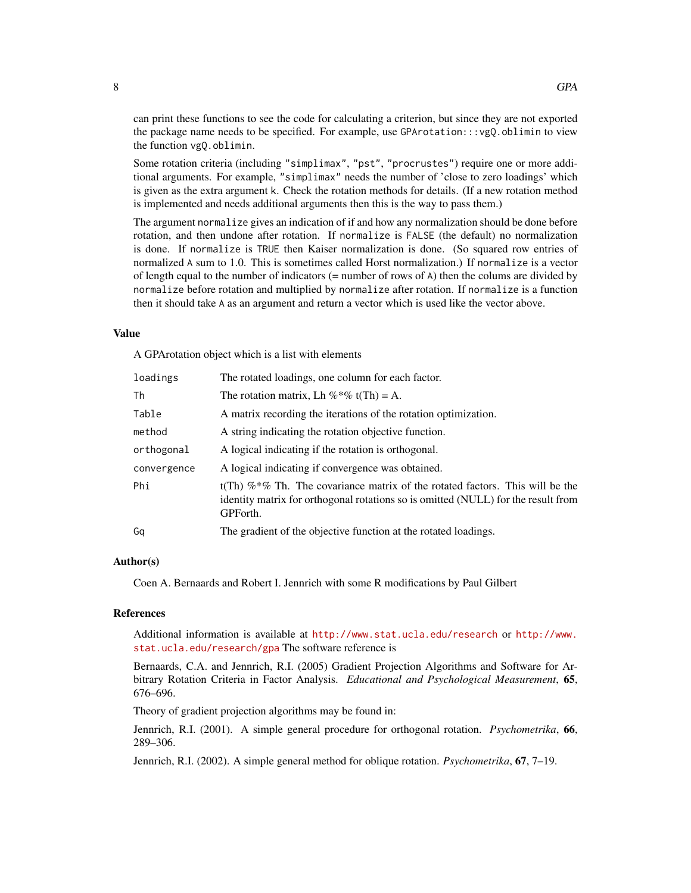can print these functions to see the code for calculating a criterion, but since they are not exported the package name needs to be specified. For example, use `GPArotation:::vgQ.oblimin` to view the function `vgQ.oblimin`.

Some rotation criteria (including "simplimax", "pst", "procrustes") require one or more additional arguments. For example, "simplimax" needs the number of 'close to zero loadings' which is given as the extra argument `k`. Check the rotation methods for details. (If a new rotation method is implemented and needs additional arguments then this is the way to pass them.)

The argument `normalize` gives an indication of if and how any normalization should be done before rotation, and then undone after rotation. If `normalize` is `FALSE` (the default) no normalization is done. If `normalize` is `TRUE` then Kaiser normalization is done. (So squared row entries of normalized `A` sum to 1.0. This is sometimes called Horst normalization.) If `normalize` is a vector of length equal to the number of indicators (= number of rows of `A`) then the colums are divided by `normalize` before rotation and multiplied by `normalize` after rotation. If `normalize` is a function then it should take `A` as an argument and return a vector which is used like the vector above.

### Value

A GPArotation object which is a list with elements

| | |
|---|---|
| `loadings` | The rotated loadings, one column for each factor. |
| `Th` | The rotation matrix, Lh %*% t(Th) = A. |
| `Table` | A matrix recording the iterations of the rotation optimization. |
| `method` | A string indicating the rotation objective function. |
| `orthogonal` | A logical indicating if the rotation is orthogonal. |
| `convergence` | A logical indicating if convergence was obtained. |
| `Phi` | t(Th) %*% Th. The covariance matrix of the rotated factors. This will be the identity matrix for orthogonal rotations so is omitted (NULL) for the result from GPForth. |
| `Gq` | The gradient of the objective function at the rotated loadings. |

### Author(s)

Coen A. Bernaards and Robert I. Jennrich with some R modifications by Paul Gilbert

### References

Additional information is available at http://www.stat.ucla.edu/research or http://www.stat.ucla.edu/research/gpa The software reference is

Bernaards, C.A. and Jennrich, R.I. (2005) Gradient Projection Algorithms and Software for Arbitrary Rotation Criteria in Factor Analysis. *Educational and Psychological Measurement*, **65**, 676–696.

Theory of gradient projection algorithms may be found in:

Jennrich, R.I. (2001). A simple general procedure for orthogonal rotation. *Psychometrika*, **66**, 289–306.

Jennrich, R.I. (2002). A simple general method for oblique rotation. *Psychometrika*, **67**, 7–19.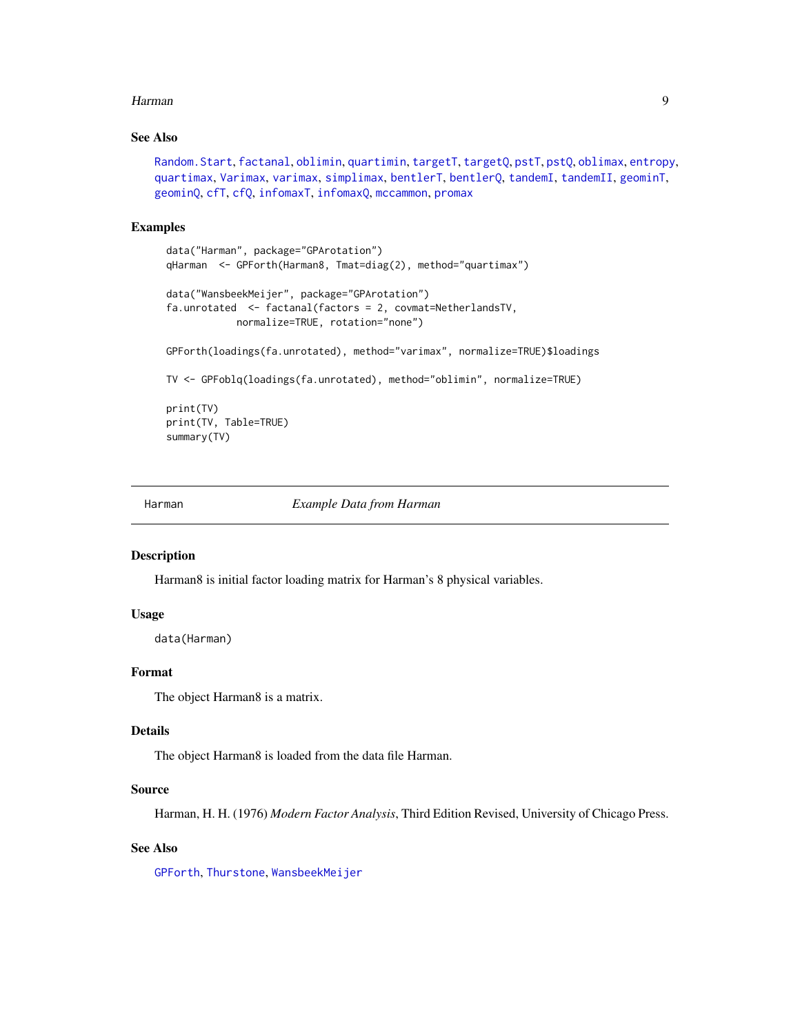### See Also

Random.Start, factanal, oblimin, quartimin, targetT, targetQ, pstT, pstQ, oblimax, entropy, quartimax, Varimax, varimax, simplimax, bentlerT, bentlerQ, tandemI, tandemII, geominT, geominQ, cfT, cfQ, infomaxT, infomaxQ, mccammon, promax

### Examples

```
data("Harman", package="GPArotation")
qHarman  <- GPForth(Harman8, Tmat=diag(2), method="quartimax")

data("WansbeekMeijer", package="GPArotation")
fa.unrotated  <- factanal(factors = 2, covmat=NetherlandsTV,
            normalize=TRUE, rotation="none")

GPForth(loadings(fa.unrotated), method="varimax", normalize=TRUE)$loadings

TV <- GPFoblq(loadings(fa.unrotated), method="oblimin", normalize=TRUE)

print(TV)
print(TV, Table=TRUE)
summary(TV)
```

---

## Harman — *Example Data from Harman*

---

### Description

Harman8 is initial factor loading matrix for Harman's 8 physical variables.

### Usage

```
data(Harman)
```

### Format

The object Harman8 is a matrix.

### Details

The object Harman8 is loaded from the data file Harman.

### Source

Harman, H. H. (1976) *Modern Factor Analysis*, Third Edition Revised, University of Chicago Press.

### See Also

GPForth, Thurstone, WansbeekMeijer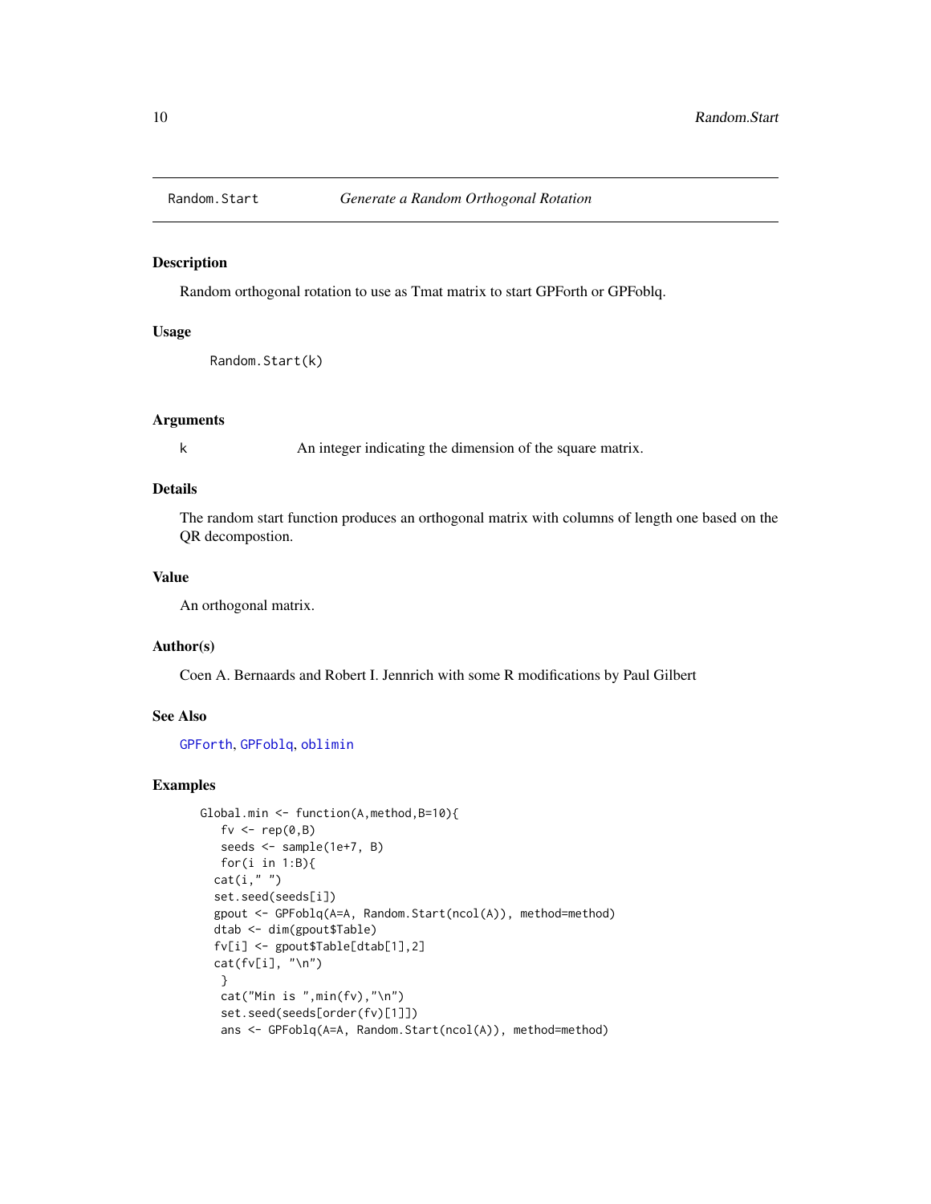Random.Start *Generate a Random Orthogonal Rotation*

## Description

Random orthogonal rotation to use as Tmat matrix to start GPForth or GPFoblq.

## Usage

```
Random.Start(k)
```

## Arguments

k — An integer indicating the dimension of the square matrix.

## Details

The random start function produces an orthogonal matrix with columns of length one based on the QR decompostion.

## Value

An orthogonal matrix.

## Author(s)

Coen A. Bernaards and Robert I. Jennrich with some R modifications by Paul Gilbert

## See Also

GPForth, GPFoblq, oblimin

## Examples

```
Global.min <- function(A,method,B=10){
   fv <- rep(0,B)
   seeds <- sample(1e+7, B)
   for(i in 1:B){
  cat(i," ")
  set.seed(seeds[i])
  gpout <- GPFoblq(A=A, Random.Start(ncol(A)), method=method)
  dtab <- dim(gpout$Table)
  fv[i] <- gpout$Table[dtab[1],2]
  cat(fv[i], "\n")
   }
   cat("Min is ",min(fv),"\n")
   set.seed(seeds[order(fv)[1]])
   ans <- GPFoblq(A=A, Random.Start(ncol(A)), method=method)
```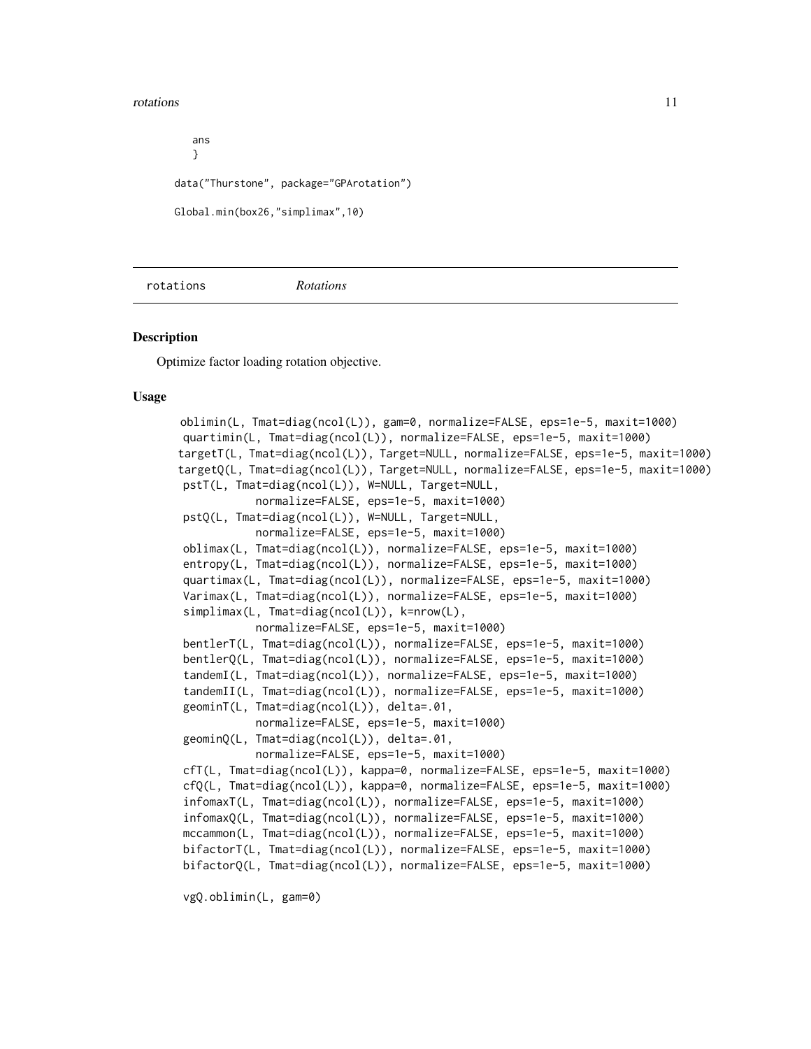```
  ans
  }

data("Thurstone", package="GPArotation")

Global.min(box26,"simplimax",10)
```

---

rotations *Rotations*

---

## Description

Optimize factor loading rotation objective.

## Usage

```
oblimin(L, Tmat=diag(ncol(L)), gam=0, normalize=FALSE, eps=1e-5, maxit=1000)
quartimin(L, Tmat=diag(ncol(L)), normalize=FALSE, eps=1e-5, maxit=1000)
targetT(L, Tmat=diag(ncol(L)), Target=NULL, normalize=FALSE, eps=1e-5, maxit=1000)
targetQ(L, Tmat=diag(ncol(L)), Target=NULL, normalize=FALSE, eps=1e-5, maxit=1000)
pstT(L, Tmat=diag(ncol(L)), W=NULL, Target=NULL,
          normalize=FALSE, eps=1e-5, maxit=1000)
pstQ(L, Tmat=diag(ncol(L)), W=NULL, Target=NULL,
          normalize=FALSE, eps=1e-5, maxit=1000)
oblimax(L, Tmat=diag(ncol(L)), normalize=FALSE, eps=1e-5, maxit=1000)
entropy(L, Tmat=diag(ncol(L)), normalize=FALSE, eps=1e-5, maxit=1000)
quartimax(L, Tmat=diag(ncol(L)), normalize=FALSE, eps=1e-5, maxit=1000)
Varimax(L, Tmat=diag(ncol(L)), normalize=FALSE, eps=1e-5, maxit=1000)
simplimax(L, Tmat=diag(ncol(L)), k=nrow(L),
          normalize=FALSE, eps=1e-5, maxit=1000)
bentlerT(L, Tmat=diag(ncol(L)), normalize=FALSE, eps=1e-5, maxit=1000)
bentlerQ(L, Tmat=diag(ncol(L)), normalize=FALSE, eps=1e-5, maxit=1000)
tandemI(L, Tmat=diag(ncol(L)), normalize=FALSE, eps=1e-5, maxit=1000)
tandemII(L, Tmat=diag(ncol(L)), normalize=FALSE, eps=1e-5, maxit=1000)
geominT(L, Tmat=diag(ncol(L)), delta=.01,
          normalize=FALSE, eps=1e-5, maxit=1000)
geominQ(L, Tmat=diag(ncol(L)), delta=.01,
          normalize=FALSE, eps=1e-5, maxit=1000)
cfT(L, Tmat=diag(ncol(L)), kappa=0, normalize=FALSE, eps=1e-5, maxit=1000)
cfQ(L, Tmat=diag(ncol(L)), kappa=0, normalize=FALSE, eps=1e-5, maxit=1000)
infomaxT(L, Tmat=diag(ncol(L)), normalize=FALSE, eps=1e-5, maxit=1000)
infomaxQ(L, Tmat=diag(ncol(L)), normalize=FALSE, eps=1e-5, maxit=1000)
mccammon(L, Tmat=diag(ncol(L)), normalize=FALSE, eps=1e-5, maxit=1000)
bifactorT(L, Tmat=diag(ncol(L)), normalize=FALSE, eps=1e-5, maxit=1000)
bifactorQ(L, Tmat=diag(ncol(L)), normalize=FALSE, eps=1e-5, maxit=1000)

vgQ.oblimin(L, gam=0)
```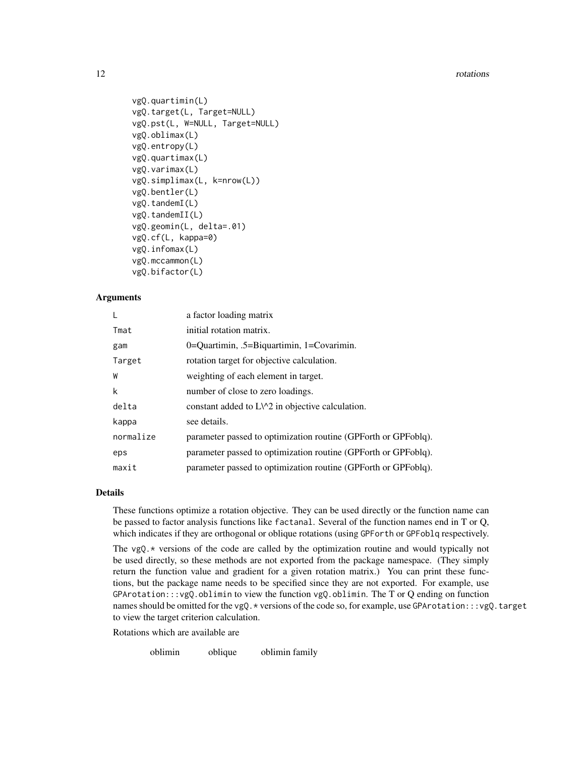```
vgQ.quartimin(L)
vgQ.target(L, Target=NULL)
vgQ.pst(L, W=NULL, Target=NULL)
vgQ.oblimax(L)
vgQ.entropy(L)
vgQ.quartimax(L)
vgQ.varimax(L)
vgQ.simplimax(L, k=nrow(L))
vgQ.bentler(L)
vgQ.tandemI(L)
vgQ.tandemII(L)
vgQ.geomin(L, delta=.01)
vgQ.cf(L, kappa=0)
vgQ.infomax(L)
vgQ.mccammon(L)
vgQ.bifactor(L)
```

### Arguments

| | |
|---|---|
| `L` | a factor loading matrix |
| `Tmat` | initial rotation matrix. |
| `gam` | 0=Quartimin, .5=Biquartimin, 1=Covarimin. |
| `Target` | rotation target for objective calculation. |
| `W` | weighting of each element in target. |
| `k` | number of close to zero loadings. |
| `delta` | constant added to L\^2 in objective calculation. |
| `kappa` | see details. |
| `normalize` | parameter passed to optimization routine (GPForth or GPFoblq). |
| `eps` | parameter passed to optimization routine (GPForth or GPFoblq). |
| `maxit` | parameter passed to optimization routine (GPForth or GPFoblq). |

### Details

These functions optimize a rotation objective. They can be used directly or the function name can be passed to factor analysis functions like `factanal`. Several of the function names end in T or Q, which indicates if they are orthogonal or oblique rotations (using `GPForth` or `GPFoblq` respectively.

The `vgQ.*` versions of the code are called by the optimization routine and would typically not be used directly, so these methods are not exported from the package namespace. (They simply return the function value and gradient for a given rotation matrix.) You can print these functions, but the package name needs to be specified since they are not exported. For example, use `GPArotation:::vgQ.oblimin` to view the function `vgQ.oblimin`. The T or Q ending on function names should be omitted for the `vgQ.*` versions of the code so, for example, use `GPArotation:::vgQ.target` to view the target criterion calculation.

Rotations which are available are

| | | |
|---|---|---|
| oblimin | oblique | oblimin family |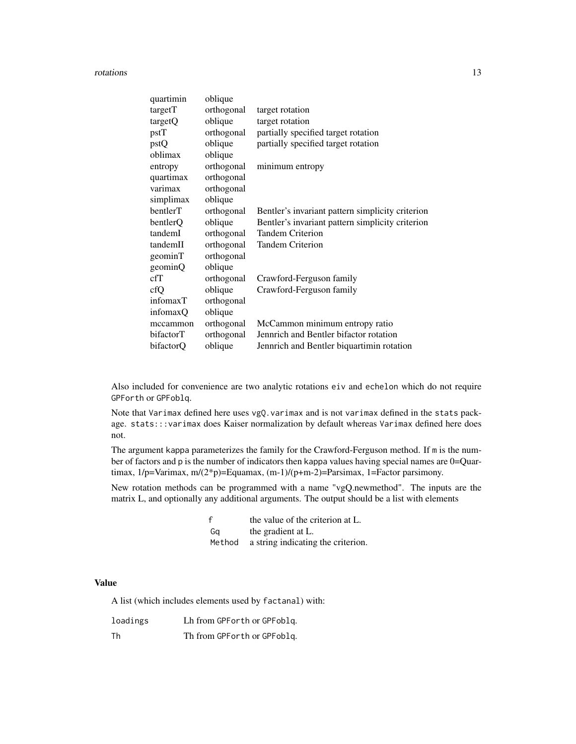| | | |
|---|---|---|
| quartimin | oblique | |
| targetT | orthogonal | target rotation |
| targetQ | oblique | target rotation |
| pstT | orthogonal | partially specified target rotation |
| pstQ | oblique | partially specified target rotation |
| oblimax | oblique | |
| entropy | orthogonal | minimum entropy |
| quartimax | orthogonal | |
| varimax | orthogonal | |
| simplimax | oblique | |
| bentlerT | orthogonal | Bentler's invariant pattern simplicity criterion |
| bentlerQ | oblique | Bentler's invariant pattern simplicity criterion |
| tandemI | orthogonal | Tandem Criterion |
| tandemII | orthogonal | Tandem Criterion |
| geominT | orthogonal | |
| geominQ | oblique | |
| cfT | orthogonal | Crawford-Ferguson family |
| cfQ | oblique | Crawford-Ferguson family |
| infomaxT | orthogonal | |
| infomaxQ | oblique | |
| mccammon | orthogonal | McCammon minimum entropy ratio |
| bifactorT | orthogonal | Jennrich and Bentler bifactor rotation |
| bifactorQ | oblique | Jennrich and Bentler biquartimin rotation |

Also included for convenience are two analytic rotations `eiv` and `echelon` which do not require `GPForth` or `GPFoblq`.

Note that `Varimax` defined here uses `vgQ.varimax` and is not `varimax` defined in the `stats` package. `stats:::varimax` does Kaiser normalization by default whereas `Varimax` defined here does not.

The argument `kappa` parameterizes the family for the Crawford-Ferguson method. If `m` is the number of factors and `p` is the number of indicators then `kappa` values having special names are 0=Quartimax, 1/p=Varimax, m/(2*p)=Equamax, (m-1)/(p+m-2)=Parsimax, 1=Factor parsimony.

New rotation methods can be programmed with a name "vgQ.newmethod". The inputs are the matrix L, and optionally any additional arguments. The output should be a list with elements

| | |
|---|---|
| `f` | the value of the criterion at L. |
| `Gq` | the gradient at L. |
| `Method` | a string indicating the criterion. |

## Value

A list (which includes elements used by `factanal`) with:

| | |
|---|---|
| `loadings` | Lh from `GPForth` or `GPFoblq`. |
| `Th` | Th from `GPForth` or `GPFoblq`. |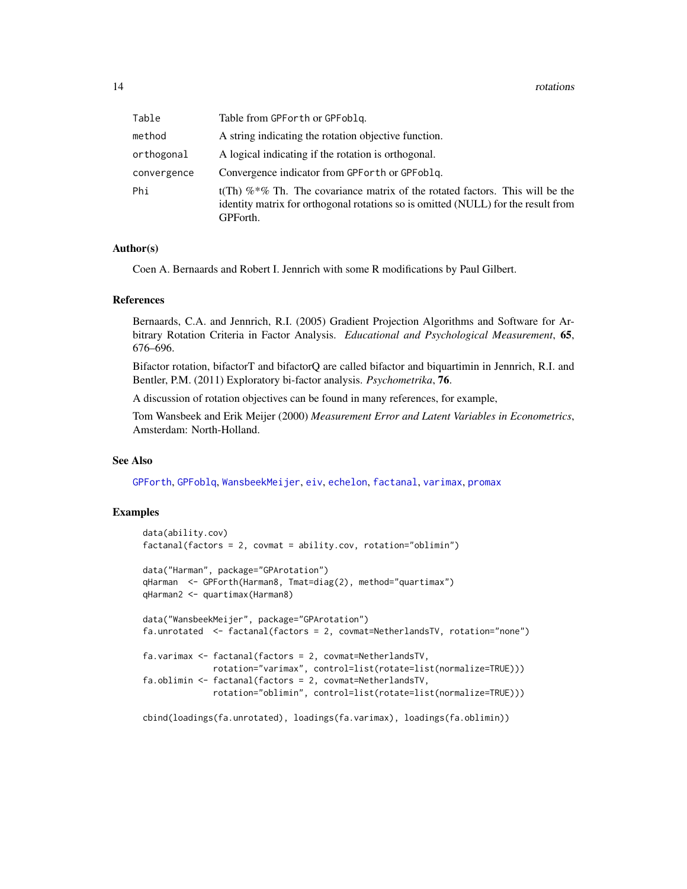| | |
|---|---|
| Table | Table from GPForth or GPFoblq. |
| method | A string indicating the rotation objective function. |
| orthogonal | A logical indicating if the rotation is orthogonal. |
| convergence | Convergence indicator from GPForth or GPFoblq. |
| Phi | t(Th) %*% Th. The covariance matrix of the rotated factors. This will be the identity matrix for orthogonal rotations so is omitted (NULL) for the result from GPForth. |

### Author(s)

Coen A. Bernaards and Robert I. Jennrich with some R modifications by Paul Gilbert.

### References

Bernaards, C.A. and Jennrich, R.I. (2005) Gradient Projection Algorithms and Software for Arbitrary Rotation Criteria in Factor Analysis. *Educational and Psychological Measurement*, **65**, 676–696.

Bifactor rotation, bifactorT and bifactorQ are called bifactor and biquartimin in Jennrich, R.I. and Bentler, P.M. (2011) Exploratory bi-factor analysis. *Psychometrika*, **76**.

A discussion of rotation objectives can be found in many references, for example,

Tom Wansbeek and Erik Meijer (2000) *Measurement Error and Latent Variables in Econometrics*, Amsterdam: North-Holland.

### See Also

GPForth, GPFoblq, WansbeekMeijer, eiv, echelon, factanal, varimax, promax

### Examples

```
data(ability.cov)
factanal(factors = 2, covmat = ability.cov, rotation="oblimin")

data("Harman", package="GPArotation")
qHarman  <- GPForth(Harman8, Tmat=diag(2), method="quartimax")
qHarman2 <- quartimax(Harman8)

data("WansbeekMeijer", package="GPArotation")
fa.unrotated  <- factanal(factors = 2, covmat=NetherlandsTV, rotation="none")

fa.varimax <- factanal(factors = 2, covmat=NetherlandsTV,
              rotation="varimax", control=list(rotate=list(normalize=TRUE)))
fa.oblimin <- factanal(factors = 2, covmat=NetherlandsTV,
              rotation="oblimin", control=list(rotate=list(normalize=TRUE)))

cbind(loadings(fa.unrotated), loadings(fa.varimax), loadings(fa.oblimin))
```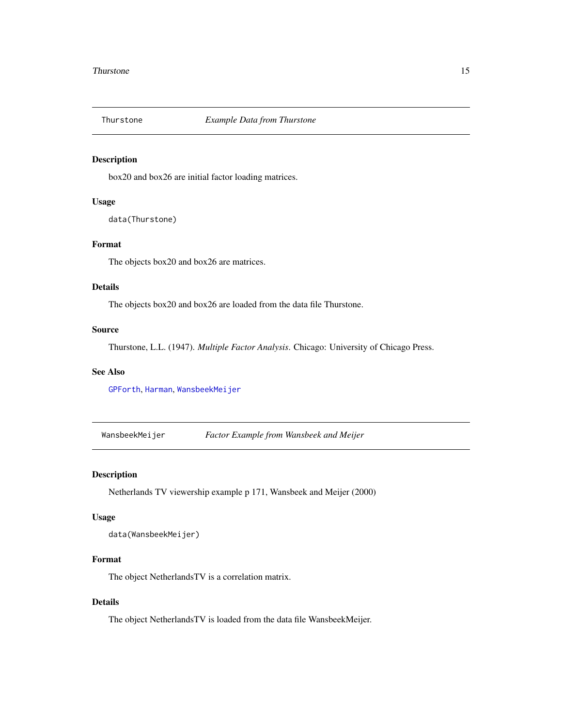## Thurstone — *Example Data from Thurstone*

### Description

box20 and box26 are initial factor loading matrices.

### Usage

```
data(Thurstone)
```

### Format

The objects box20 and box26 are matrices.

### Details

The objects box20 and box26 are loaded from the data file Thurstone.

### Source

Thurstone, L.L. (1947). *Multiple Factor Analysis*. Chicago: University of Chicago Press.

### See Also

GPForth, Harman, WansbeekMeijer

## WansbeekMeijer — *Factor Example from Wansbeek and Meijer*

### Description

Netherlands TV viewership example p 171, Wansbeek and Meijer (2000)

### Usage

```
data(WansbeekMeijer)
```

### Format

The object NetherlandsTV is a correlation matrix.

### Details

The object NetherlandsTV is loaded from the data file WansbeekMeijer.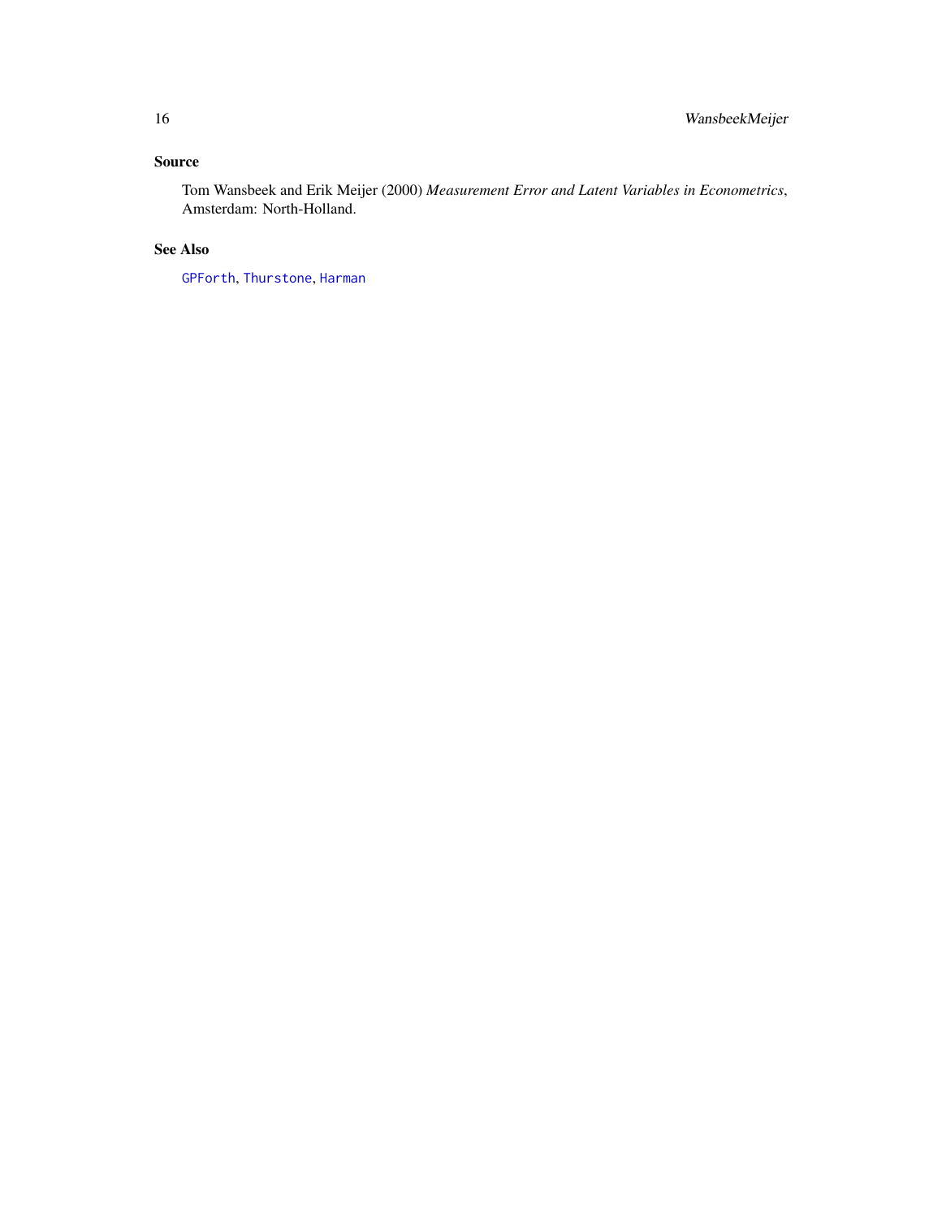## Source

Tom Wansbeek and Erik Meijer (2000) *Measurement Error and Latent Variables in Econometrics*, Amsterdam: North-Holland.

## See Also

`GPForth`, `Thurstone`, `Harman`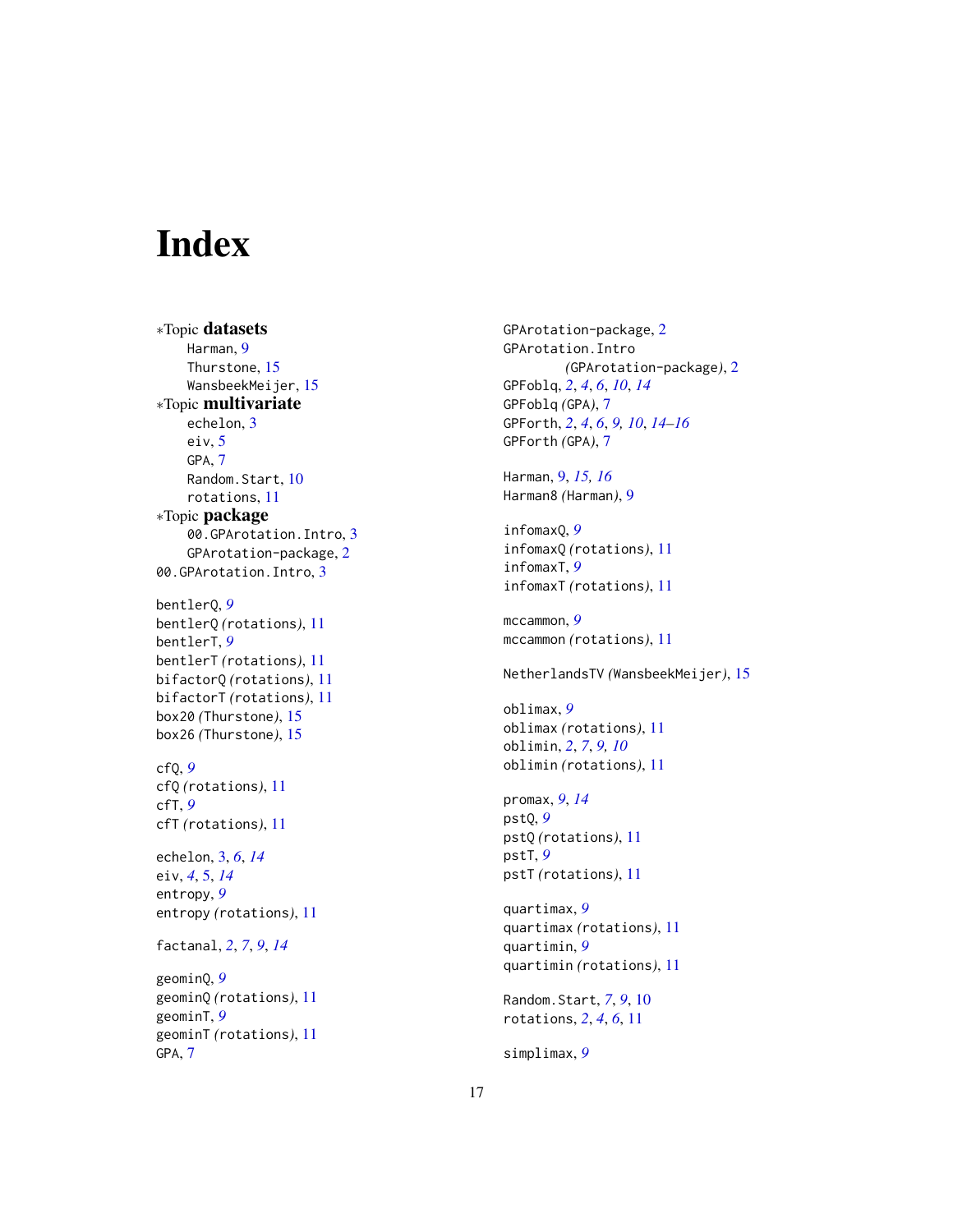# Index

∗Topic **datasets**
- Harman, *9*
- Thurstone, *15*
- WansbeekMeijer, *15*

∗Topic **multivariate**
- echelon, *3*
- eiv, *5*
- GPA, *7*
- Random.Start, *10*
- rotations, *11*

∗Topic **package**
- 00.GPArotation.Intro, *3*
- GPArotation-package, *2*

00.GPArotation.Intro, 3

bentlerQ, *9*
bentlerQ *(*rotations*)*, 11
bentlerT, *9*
bentlerT *(*rotations*)*, 11
bifactorQ *(*rotations*)*, 11
bifactorT *(*rotations*)*, 11
box20 *(*Thurstone*)*, 15
box26 *(*Thurstone*)*, 15

cfQ, *9*
cfQ *(*rotations*)*, 11
cfT, *9*
cfT *(*rotations*)*, 11

echelon, 3, *6*, *14*
eiv, *4*, 5, *14*
entropy, *9*
entropy *(*rotations*)*, 11

factanal, *2*, *7*, *9*, *14*

geominQ, *9*
geominQ *(*rotations*)*, 11
geominT, *9*
geominT *(*rotations*)*, 11
GPA, 7

GPArotation-package, 2
GPArotation.Intro *(*GPArotation-package*)*, 2
GPFoblq, *2*, *4*, *6*, *10*, *14*
GPFoblq *(*GPA*)*, 7
GPForth, *2*, *4*, *6*, *9*, *10*, *14–16*
GPForth *(*GPA*)*, 7

Harman, 9, *15*, *16*
Harman8 *(*Harman*)*, 9

infomaxQ, *9*
infomaxQ *(*rotations*)*, 11
infomaxT, *9*
infomaxT *(*rotations*)*, 11

mccammon, *9*
mccammon *(*rotations*)*, 11

NetherlandsTV *(*WansbeekMeijer*)*, 15

oblimax, *9*
oblimax *(*rotations*)*, 11
oblimin, *2*, *7*, *9*, *10*
oblimin *(*rotations*)*, 11

promax, *9*, *14*
pstQ, *9*
pstQ *(*rotations*)*, 11
pstT, *9*
pstT *(*rotations*)*, 11

quartimax, *9*
quartimax *(*rotations*)*, 11
quartimin, *9*
quartimin *(*rotations*)*, 11

Random.Start, *7*, *9*, 10
rotations, *2*, *4*, *6*, 11

simplimax, *9*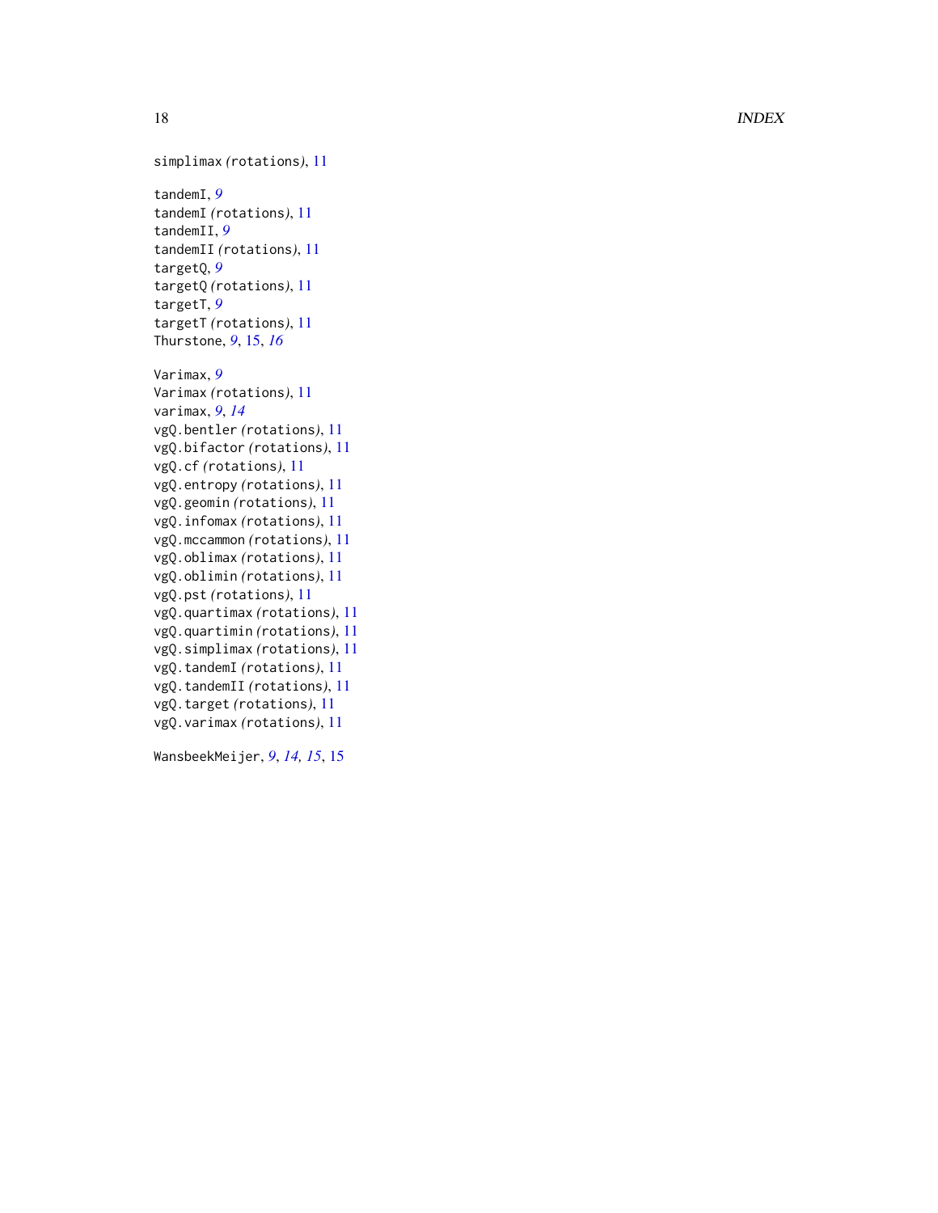simplimax *(rotations)*, 11

tandemI, *9*
tandemI *(rotations)*, 11
tandemII, *9*
tandemII *(rotations)*, 11
targetQ, *9*
targetQ *(rotations)*, 11
targetT, *9*
targetT *(rotations)*, 11
Thurstone, *9*, 15, *16*

Varimax, *9*
Varimax *(rotations)*, 11
varimax, *9*, *14*
vgQ.bentler *(rotations)*, 11
vgQ.bifactor *(rotations)*, 11
vgQ.cf *(rotations)*, 11
vgQ.entropy *(rotations)*, 11
vgQ.geomin *(rotations)*, 11
vgQ.infomax *(rotations)*, 11
vgQ.mccammon *(rotations)*, 11
vgQ.oblimax *(rotations)*, 11
vgQ.oblimin *(rotations)*, 11
vgQ.pst *(rotations)*, 11
vgQ.quartimax *(rotations)*, 11
vgQ.quartimin *(rotations)*, 11
vgQ.simplimax *(rotations)*, 11
vgQ.tandemI *(rotations)*, 11
vgQ.tandemII *(rotations)*, 11
vgQ.target *(rotations)*, 11
vgQ.varimax *(rotations)*, 11

WansbeekMeijer, *9*, *14, 15*, 15